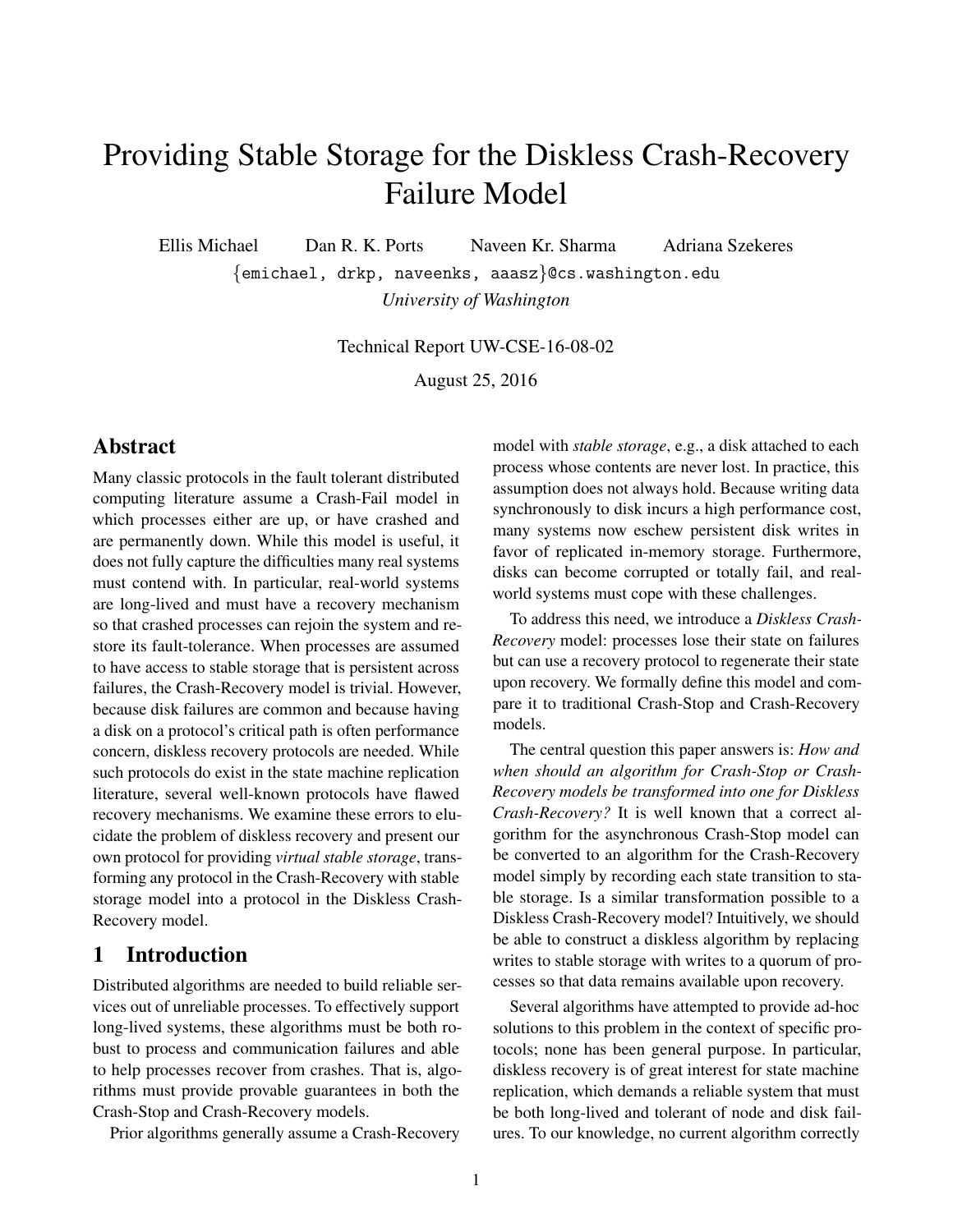# Providing Stable Storage for the Diskless Crash-Recovery Failure Model

Ellis Michael Dan R. K. Ports Naveen Kr. Sharma Adriana Szekeres

{emichael, drkp, naveenks, aaasz}@cs.washington.edu

*University of Washington*

Technical Report UW-CSE-16-08-02

August 25, 2016

## Abstract

Many classic protocols in the fault tolerant distributed computing literature assume a Crash-Fail model in which processes either are up, or have crashed and are permanently down. While this model is useful, it does not fully capture the difficulties many real systems must contend with. In particular, real-world systems are long-lived and must have a recovery mechanism so that crashed processes can rejoin the system and restore its fault-tolerance. When processes are assumed to have access to stable storage that is persistent across failures, the Crash-Recovery model is trivial. However, because disk failures are common and because having a disk on a protocol's critical path is often performance concern, diskless recovery protocols are needed. While such protocols do exist in the state machine replication literature, several well-known protocols have flawed recovery mechanisms. We examine these errors to elucidate the problem of diskless recovery and present our own protocol for providing *virtual stable storage*, transforming any protocol in the Crash-Recovery with stable storage model into a protocol in the Diskless Crash-Recovery model.

## 1 Introduction

Distributed algorithms are needed to build reliable services out of unreliable processes. To effectively support long-lived systems, these algorithms must be both robust to process and communication failures and able to help processes recover from crashes. That is, algorithms must provide provable guarantees in both the Crash-Stop and Crash-Recovery models.

Prior algorithms generally assume a Crash-Recovery model with *stable storage*, e.g., a disk attached to each process whose contents are never lost. In practice, this assumption does not always hold. Because writing data synchronously to disk incurs a high performance cost, many systems now eschew persistent disk writes in favor of replicated in-memory storage. Furthermore, disks can become corrupted or totally fail, and real-world systems must cope with these challenges.

To address this need, we introduce a *Diskless Crash-Recovery* model: processes lose their state on failures but can use a recovery protocol to regenerate their state upon recovery. We formally define this model and compare it to traditional Crash-Stop and Crash-Recovery models.

The central question this paper answers is: *How and when should an algorithm for Crash-Stop or Crash-Recovery models be transformed into one for Diskless Crash-Recovery?* It is well known that a correct algorithm for the asynchronous Crash-Stop model can be converted to an algorithm for the Crash-Recovery model simply by recording each state transition to stable storage. Is a similar transformation possible to a Diskless Crash-Recovery model? Intuitively, we should be able to construct a diskless algorithm by replacing writes to stable storage with writes to a quorum of processes so that data remains available upon recovery.

Several algorithms have attempted to provide ad-hoc solutions to this problem in the context of specific protocols; none has been general purpose. In particular, diskless recovery is of great interest for state machine replication, which demands a reliable system that must be both long-lived and tolerant of node and disk failures. To our knowledge, no current algorithm correctly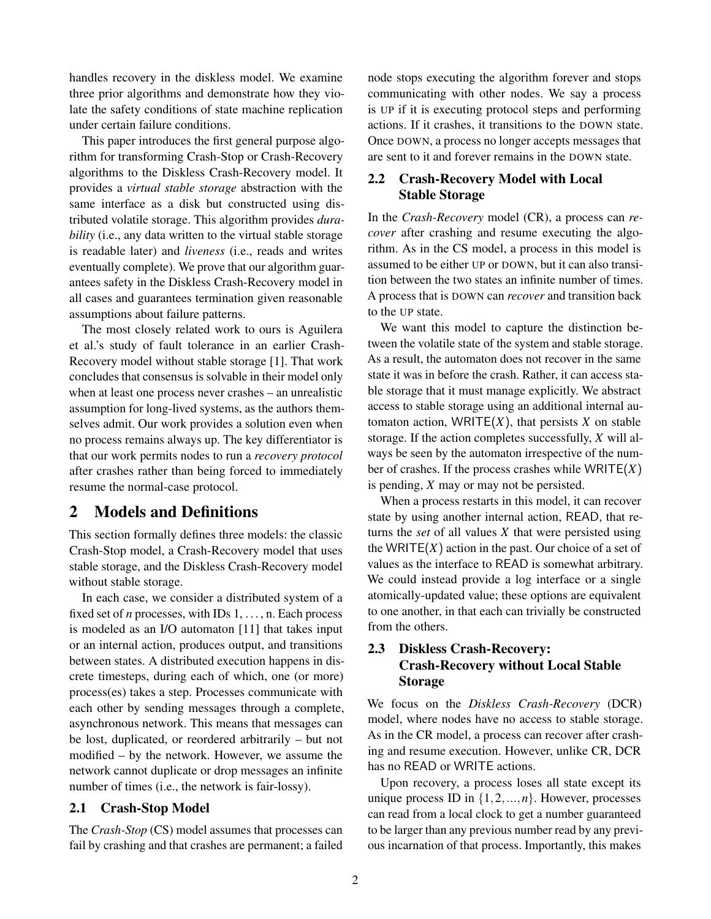handles recovery in the diskless model. We examine three prior algorithms and demonstrate how they violate the safety conditions of state machine replication under certain failure conditions.

This paper introduces the first general purpose algorithm for transforming Crash-Stop or Crash-Recovery algorithms to the Diskless Crash-Recovery model. It provides a *virtual stable storage* abstraction with the same interface as a disk but constructed using distributed volatile storage. This algorithm provides *durability* (i.e., any data written to the virtual stable storage is readable later) and *liveness* (i.e., reads and writes eventually complete). We prove that our algorithm guarantees safety in the Diskless Crash-Recovery model in all cases and guarantees termination given reasonable assumptions about failure patterns.

The most closely related work to ours is Aguilera et al.'s study of fault tolerance in an earlier Crash-Recovery model without stable storage [1]. That work concludes that consensus is solvable in their model only when at least one process never crashes – an unrealistic assumption for long-lived systems, as the authors themselves admit. Our work provides a solution even when no process remains always up. The key differentiator is that our work permits nodes to run a *recovery protocol* after crashes rather than being forced to immediately resume the normal-case protocol.

# 2 Models and Definitions

This section formally defines three models: the classic Crash-Stop model, a Crash-Recovery model that uses stable storage, and the Diskless Crash-Recovery model without stable storage.

In each case, we consider a distributed system of a fixed set of *n* processes, with IDs 1, . . . , n. Each process is modeled as an I/O automaton [11] that takes input or an internal action, produces output, and transitions between states. A distributed execution happens in discrete timesteps, during each of which, one (or more) process(es) takes a step. Processes communicate with each other by sending messages through a complete, asynchronous network. This means that messages can be lost, duplicated, or reordered arbitrarily – but not modified – by the network. However, we assume the network cannot duplicate or drop messages an infinite number of times (i.e., the network is fair-lossy).

## 2.1 Crash-Stop Model

The *Crash-Stop* (CS) model assumes that processes can fail by crashing and that crashes are permanent; a failed node stops executing the algorithm forever and stops communicating with other nodes. We say a process is UP if it is executing protocol steps and performing actions. If it crashes, it transitions to the DOWN state. Once DOWN, a process no longer accepts messages that are sent to it and forever remains in the DOWN state.

## 2.2 Crash-Recovery Model with Local Stable Storage

In the *Crash-Recovery* model (CR), a process can *recover* after crashing and resume executing the algorithm. As in the CS model, a process in this model is assumed to be either UP or DOWN, but it can also transition between the two states an infinite number of times. A process that is DOWN can *recover* and transition back to the UP state.

We want this model to capture the distinction between the volatile state of the system and stable storage. As a result, the automaton does not recover in the same state it was in before the crash. Rather, it can access stable storage that it must manage explicitly. We abstract access to stable storage using an additional internal automaton action, $\mathsf{WRITE}(X)$, that persists $X$ on stable storage. If the action completes successfully, $X$ will always be seen by the automaton irrespective of the number of crashes. If the process crashes while $\mathsf{WRITE}(X)$ is pending, $X$ may or may not be persisted.

When a process restarts in this model, it can recover state by using another internal action, READ, that returns the *set* of all values $X$ that were persisted using the $\mathsf{WRITE}(X)$ action in the past. Our choice of a set of values as the interface to READ is somewhat arbitrary. We could instead provide a log interface or a single atomically-updated value; these options are equivalent to one another, in that each can trivially be constructed from the others.

## 2.3 Diskless Crash-Recovery: Crash-Recovery without Local Stable Storage

We focus on the *Diskless Crash-Recovery* (DCR) model, where nodes have no access to stable storage. As in the CR model, a process can recover after crashing and resume execution. However, unlike CR, DCR has no READ or WRITE actions.

Upon recovery, a process loses all state except its unique process ID in $\{1, 2, ..., n\}$. However, processes can read from a local clock to get a number guaranteed to be larger than any previous number read by any previous incarnation of that process. Importantly, this makes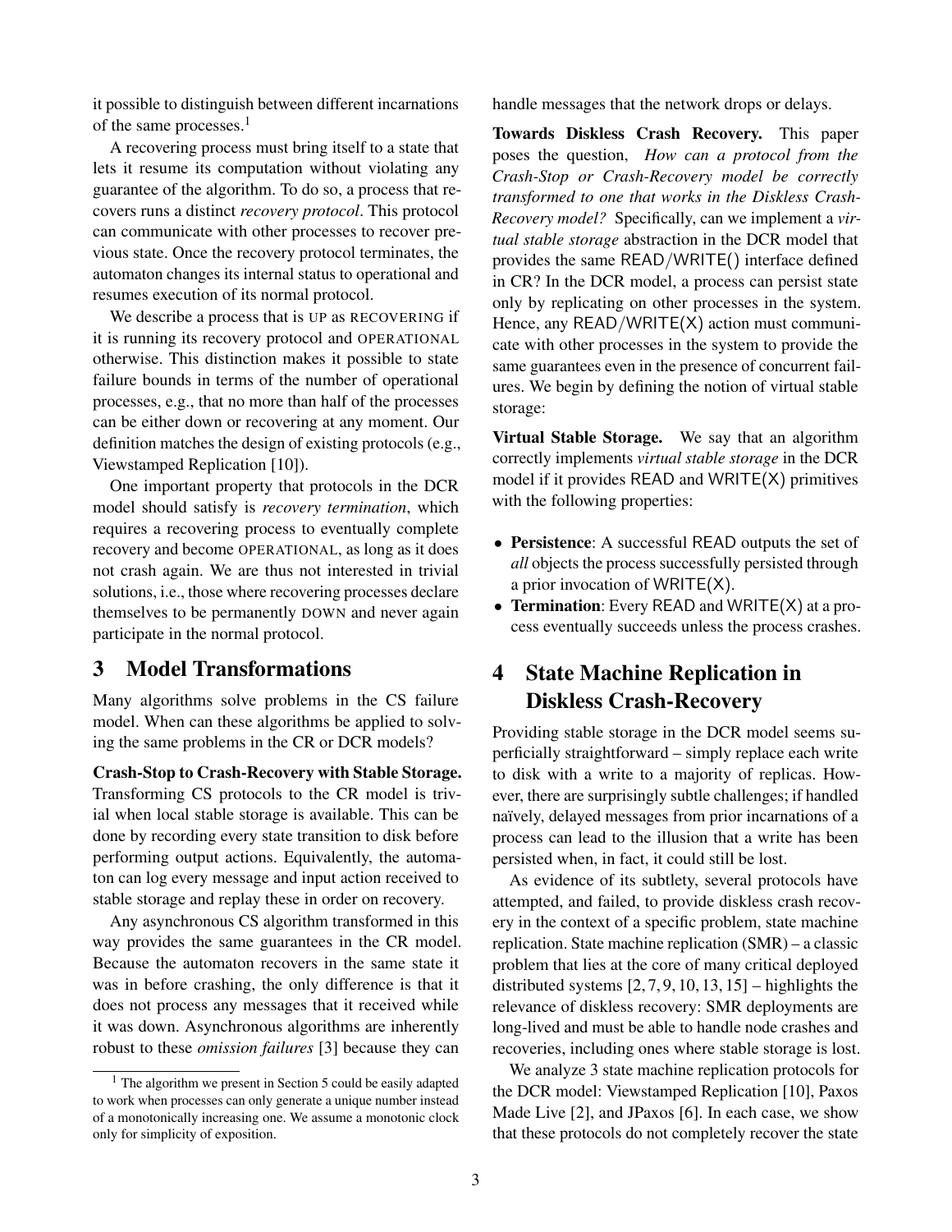it possible to distinguish between different incarnations of the same processes.[1]

A recovering process must bring itself to a state that lets it resume its computation without violating any guarantee of the algorithm. To do so, a process that recovers runs a distinct *recovery protocol*. This protocol can communicate with other processes to recover previous state. Once the recovery protocol terminates, the automaton changes its internal status to operational and resumes execution of its normal protocol.

We describe a process that is UP as RECOVERING if it is running its recovery protocol and OPERATIONAL otherwise. This distinction makes it possible to state failure bounds in terms of the number of operational processes, e.g., that no more than half of the processes can be either down or recovering at any moment. Our definition matches the design of existing protocols (e.g., Viewstamped Replication [10]).

One important property that protocols in the DCR model should satisfy is *recovery termination*, which requires a recovering process to eventually complete recovery and become OPERATIONAL, as long as it does not crash again. We are thus not interested in trivial solutions, i.e., those where recovering processes declare themselves to be permanently DOWN and never again participate in the normal protocol.

# 3 Model Transformations

Many algorithms solve problems in the CS failure model. When can these algorithms be applied to solving the same problems in the CR or DCR models?

**Crash-Stop to Crash-Recovery with Stable Storage.** Transforming CS protocols to the CR model is trivial when local stable storage is available. This can be done by recording every state transition to disk before performing output actions. Equivalently, the automaton can log every message and input action received to stable storage and replay these in order on recovery.

Any asynchronous CS algorithm transformed in this way provides the same guarantees in the CR model. Because the automaton recovers in the same state it was in before crashing, the only difference is that it does not process any messages that it received while it was down. Asynchronous algorithms are inherently robust to these *omission failures* [3] because they can handle messages that the network drops or delays.

**Towards Diskless Crash Recovery.** This paper poses the question, *How can a protocol from the Crash-Stop or Crash-Recovery model be correctly transformed to one that works in the Diskless Crash-Recovery model?* Specifically, can we implement a *virtual stable storage* abstraction in the DCR model that provides the same READ/WRITE() interface defined in CR? In the DCR model, a process can persist state only by replicating on other processes in the system. Hence, any READ/WRITE(X) action must communicate with other processes in the system to provide the same guarantees even in the presence of concurrent failures. We begin by defining the notion of virtual stable storage:

**Virtual Stable Storage.** We say that an algorithm correctly implements *virtual stable storage* in the DCR model if it provides READ and WRITE(X) primitives with the following properties:

- **Persistence**: A successful READ outputs the set of *all* objects the process successfully persisted through a prior invocation of WRITE(X).
- **Termination**: Every READ and WRITE(X) at a process eventually succeeds unless the process crashes.

# 4 State Machine Replication in Diskless Crash-Recovery

Providing stable storage in the DCR model seems superficially straightforward – simply replace each write to disk with a write to a majority of replicas. However, there are surprisingly subtle challenges; if handled naïvely, delayed messages from prior incarnations of a process can lead to the illusion that a write has been persisted when, in fact, it could still be lost.

As evidence of its subtlety, several protocols have attempted, and failed, to provide diskless crash recovery in the context of a specific problem, state machine replication. State machine replication (SMR) – a classic problem that lies at the core of many critical deployed distributed systems [2, 7, 9, 10, 13, 15] – highlights the relevance of diskless recovery: SMR deployments are long-lived and must be able to handle node crashes and recoveries, including ones where stable storage is lost.

We analyze 3 state machine replication protocols for the DCR model: Viewstamped Replication [10], Paxos Made Live [2], and JPaxos [6]. In each case, we show that these protocols do not completely recover the state

[1] The algorithm we present in Section 5 could be easily adapted to work when processes can only generate a unique number instead of a monotonically increasing one. We assume a monotonic clock only for simplicity of exposition.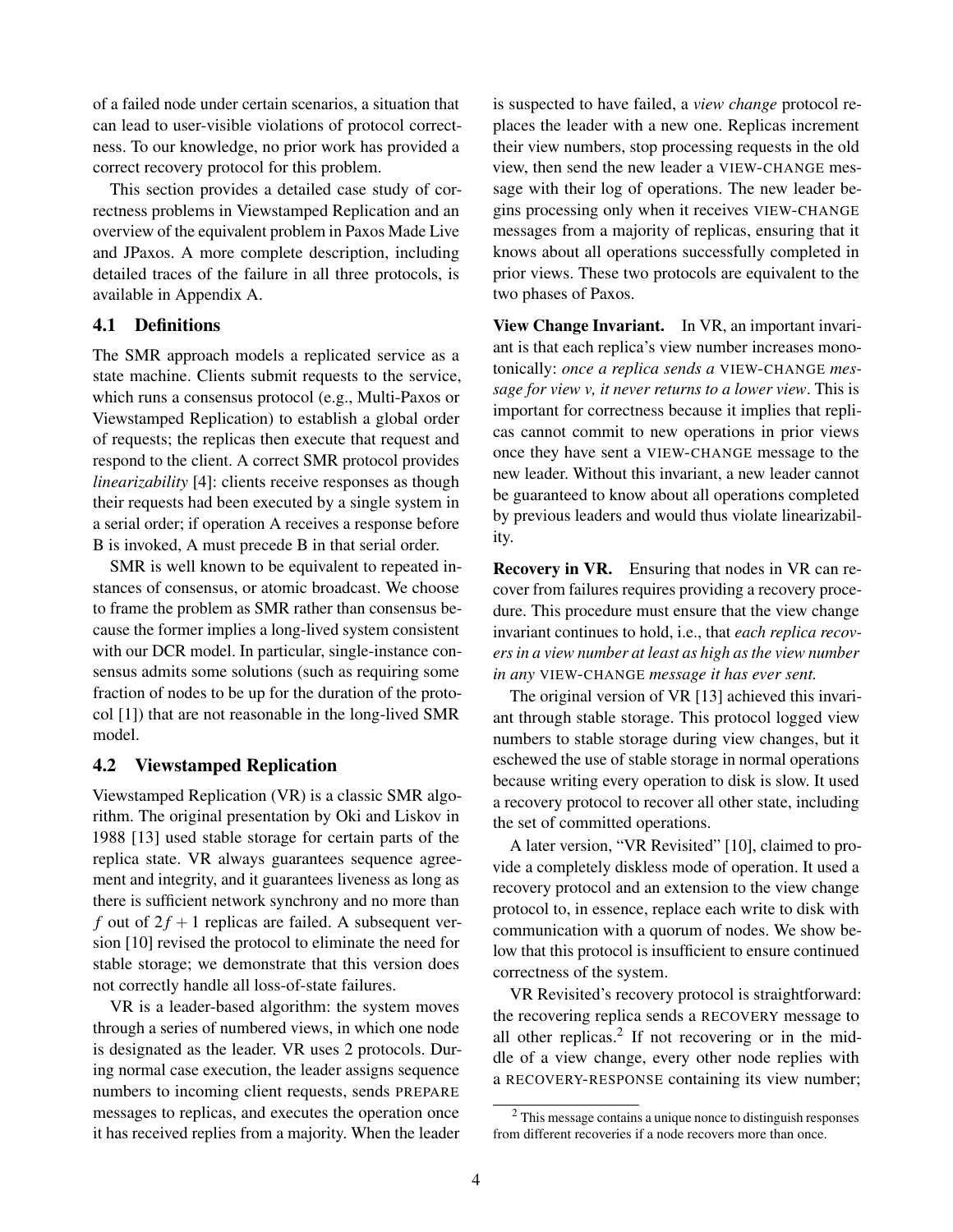of a failed node under certain scenarios, a situation that can lead to user-visible violations of protocol correctness. To our knowledge, no prior work has provided a correct recovery protocol for this problem.

This section provides a detailed case study of correctness problems in Viewstamped Replication and an overview of the equivalent problem in Paxos Made Live and JPaxos. A more complete description, including detailed traces of the failure in all three protocols, is available in Appendix A.

### 4.1 Definitions

The SMR approach models a replicated service as a state machine. Clients submit requests to the service, which runs a consensus protocol (e.g., Multi-Paxos or Viewstamped Replication) to establish a global order of requests; the replicas then execute that request and respond to the client. A correct SMR protocol provides *linearizability* [4]: clients receive responses as though their requests had been executed by a single system in a serial order; if operation A receives a response before B is invoked, A must precede B in that serial order.

SMR is well known to be equivalent to repeated instances of consensus, or atomic broadcast. We choose to frame the problem as SMR rather than consensus because the former implies a long-lived system consistent with our DCR model. In particular, single-instance consensus admits some solutions (such as requiring some fraction of nodes to be up for the duration of the protocol [1]) that are not reasonable in the long-lived SMR model.

### 4.2 Viewstamped Replication

Viewstamped Replication (VR) is a classic SMR algorithm. The original presentation by Oki and Liskov in 1988 [13] used stable storage for certain parts of the replica state. VR always guarantees sequence agreement and integrity, and it guarantees liveness as long as there is sufficient network synchrony and no more than $f$ out of $2f+1$ replicas are failed. A subsequent version [10] revised the protocol to eliminate the need for stable storage; we demonstrate that this version does not correctly handle all loss-of-state failures.

VR is a leader-based algorithm: the system moves through a series of numbered views, in which one node is designated as the leader. VR uses 2 protocols. During normal case execution, the leader assigns sequence numbers to incoming client requests, sends PREPARE messages to replicas, and executes the operation once it has received replies from a majority. When the leader is suspected to have failed, a *view change* protocol replaces the leader with a new one. Replicas increment their view numbers, stop processing requests in the old view, then send the new leader a VIEW-CHANGE message with their log of operations. The new leader begins processing only when it receives VIEW-CHANGE messages from a majority of replicas, ensuring that it knows about all operations successfully completed in prior views. These two protocols are equivalent to the two phases of Paxos.

**View Change Invariant.** In VR, an important invariant is that each replica's view number increases monotonically: *once a replica sends a VIEW-CHANGE message for view v, it never returns to a lower view*. This is important for correctness because it implies that replicas cannot commit to new operations in prior views once they have sent a VIEW-CHANGE message to the new leader. Without this invariant, a new leader cannot be guaranteed to know about all operations completed by previous leaders and would thus violate linearizability.

**Recovery in VR.** Ensuring that nodes in VR can recover from failures requires providing a recovery procedure. This procedure must ensure that the view change invariant continues to hold, i.e., that *each replica recovers in a view number at least as high as the view number in any VIEW-CHANGE message it has ever sent.*

The original version of VR [13] achieved this invariant through stable storage. This protocol logged view numbers to stable storage during view changes, but it eschewed the use of stable storage in normal operations because writing every operation to disk is slow. It used a recovery protocol to recover all other state, including the set of committed operations.

A later version, "VR Revisited" [10], claimed to provide a completely diskless mode of operation. It used a recovery protocol and an extension to the view change protocol to, in essence, replace each write to disk with communication with a quorum of nodes. We show below that this protocol is insufficient to ensure continued correctness of the system.

VR Revisited's recovery protocol is straightforward: the recovering replica sends a RECOVERY message to all other replicas.[2] If not recovering or in the middle of a view change, every other node replies with a RECOVERY-RESPONSE containing its view number;

[2] This message contains a unique nonce to distinguish responses from different recoveries if a node recovers more than once.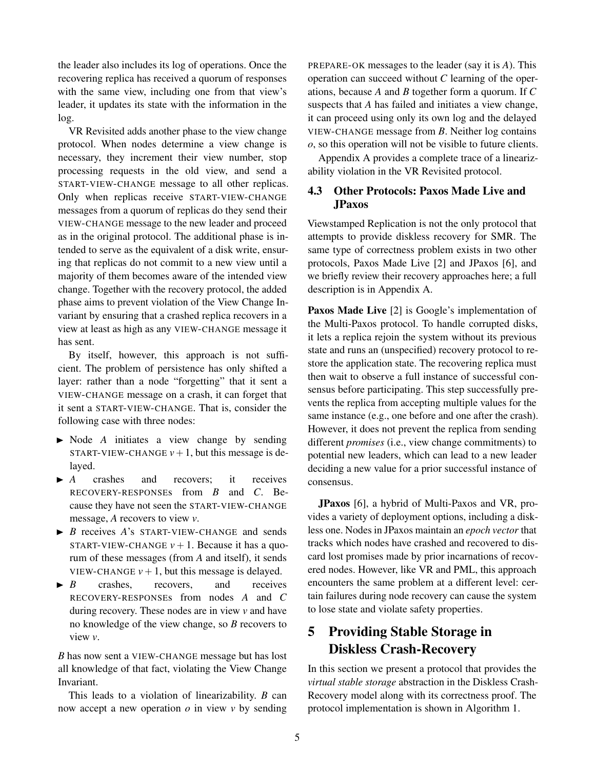the leader also includes its log of operations. Once the recovering replica has received a quorum of responses with the same view, including one from that view's leader, it updates its state with the information in the log.

VR Revisited adds another phase to the view change protocol. When nodes determine a view change is necessary, they increment their view number, stop processing requests in the old view, and send a START-VIEW-CHANGE message to all other replicas. Only when replicas receive START-VIEW-CHANGE messages from a quorum of replicas do they send their VIEW-CHANGE message to the new leader and proceed as in the original protocol. The additional phase is intended to serve as the equivalent of a disk write, ensuring that replicas do not commit to a new view until a majority of them becomes aware of the intended view change. Together with the recovery protocol, the added phase aims to prevent violation of the View Change Invariant by ensuring that a crashed replica recovers in a view at least as high as any VIEW-CHANGE message it has sent.

By itself, however, this approach is not sufficient. The problem of persistence has only shifted a layer: rather than a node "forgetting" that it sent a VIEW-CHANGE message on a crash, it can forget that it sent a START-VIEW-CHANGE. That is, consider the following case with three nodes:

- Node $A$ initiates a view change by sending START-VIEW-CHANGE $v+1$, but this message is delayed.
- $A$ crashes and recovers; it receives RECOVERY-RESPONSEs from $B$ and $C$. Because they have not seen the START-VIEW-CHANGE message, $A$ recovers to view $v$.
- $B$ receives $A$'s START-VIEW-CHANGE and sends START-VIEW-CHANGE $v+1$. Because it has a quorum of these messages (from $A$ and itself), it sends VIEW-CHANGE $v+1$, but this message is delayed.
- $B$ crashes, recovers, and receives RECOVERY-RESPONSEs from nodes $A$ and $C$ during recovery. These nodes are in view $v$ and have no knowledge of the view change, so $B$ recovers to view $v$.

$B$ has now sent a VIEW-CHANGE message but has lost all knowledge of that fact, violating the View Change Invariant.

This leads to a violation of linearizability. $B$ can now accept a new operation $o$ in view $v$ by sending PREPARE-OK messages to the leader (say it is $A$). This operation can succeed without $C$ learning of the operations, because $A$ and $B$ together form a quorum. If $C$ suspects that $A$ has failed and initiates a view change, it can proceed using only its own log and the delayed VIEW-CHANGE message from $B$. Neither log contains $o$, so this operation will not be visible to future clients.

Appendix A provides a complete trace of a linearizability violation in the VR Revisited protocol.

### 4.3 Other Protocols: Paxos Made Live and JPaxos

Viewstamped Replication is not the only protocol that attempts to provide diskless recovery for SMR. The same type of correctness problem exists in two other protocols, Paxos Made Live [2] and JPaxos [6], and we briefly review their recovery approaches here; a full description is in Appendix A.

**Paxos Made Live** [2] is Google's implementation of the Multi-Paxos protocol. To handle corrupted disks, it lets a replica rejoin the system without its previous state and runs an (unspecified) recovery protocol to restore the application state. The recovering replica must then wait to observe a full instance of successful consensus before participating. This step successfully prevents the replica from accepting multiple values for the same instance (e.g., one before and one after the crash). However, it does not prevent the replica from sending different *promises* (i.e., view change commitments) to potential new leaders, which can lead to a new leader deciding a new value for a prior successful instance of consensus.

**JPaxos** [6], a hybrid of Multi-Paxos and VR, provides a variety of deployment options, including a diskless one. Nodes in JPaxos maintain an *epoch vector* that tracks which nodes have crashed and recovered to discard lost promises made by prior incarnations of recovered nodes. However, like VR and PML, this approach encounters the same problem at a different level: certain failures during node recovery can cause the system to lose state and violate safety properties.

## 5 Providing Stable Storage in Diskless Crash-Recovery

In this section we present a protocol that provides the *virtual stable storage* abstraction in the Diskless Crash-Recovery model along with its correctness proof. The protocol implementation is shown in Algorithm 1.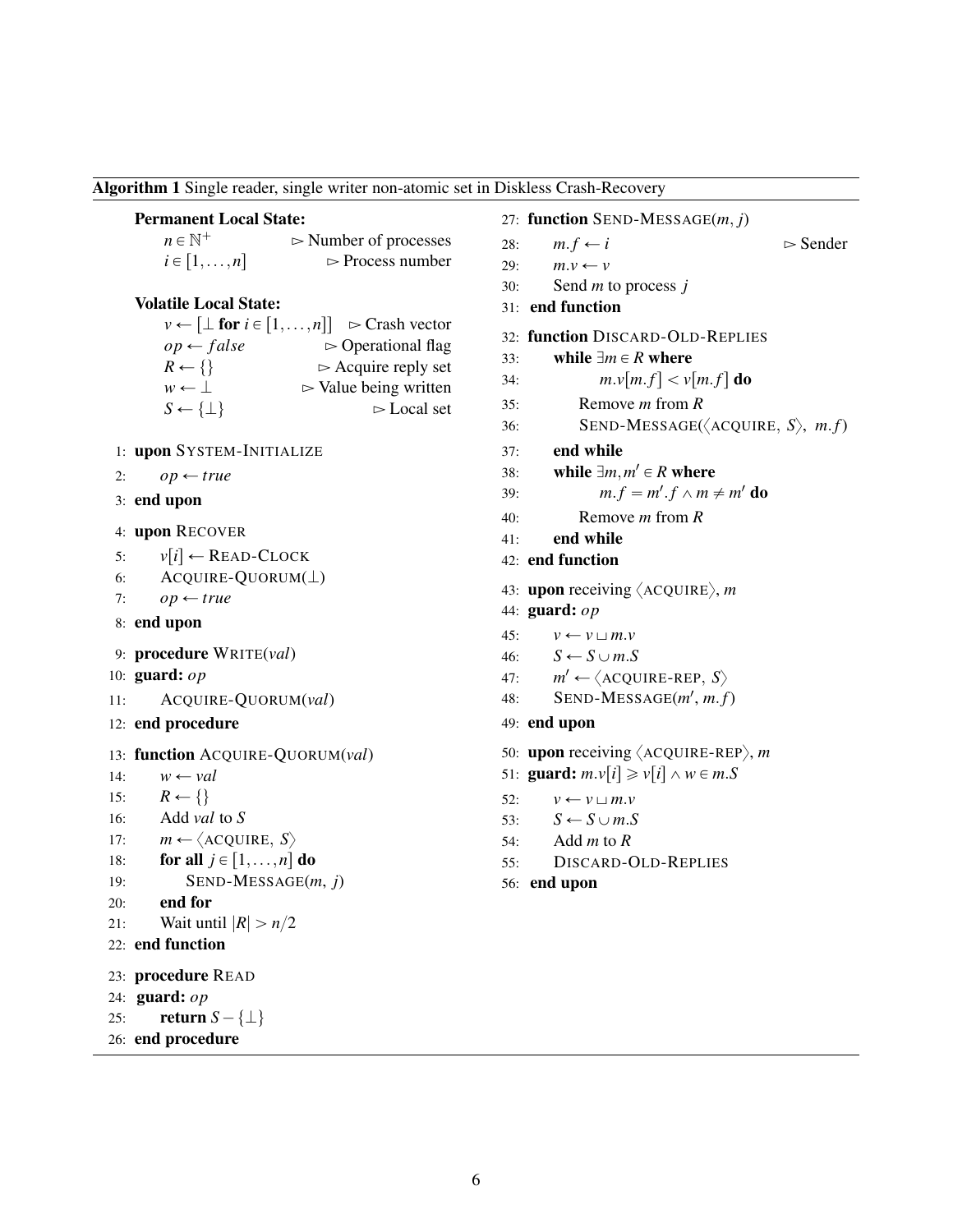**Algorithm 1** Single reader, single writer non-atomic set in Diskless Crash-Recovery

```
Permanent Local State:
    n ∈ ℕ+                          ▷ Number of processes
    i ∈ [1,...,n]                   ▷ Process number

Volatile Local State:
    v ← [⊥ for i ∈ [1,...,n]]       ▷ Crash vector
    op ← false                      ▷ Operational flag
    R ← {}                          ▷ Acquire reply set
    w ← ⊥                           ▷ Value being written
    S ← {⊥}                         ▷ Local set

 1: upon SYSTEM-INITIALIZE
 2:     op ← true
 3: end upon

 4: upon RECOVER
 5:     v[i] ← READ-CLOCK
 6:     ACQUIRE-QUORUM(⊥)
 7:     op ← true
 8: end upon

 9: procedure WRITE(val)
10: guard: op
11:     ACQUIRE-QUORUM(val)
12: end procedure

13: function ACQUIRE-QUORUM(val)
14:     w ← val
15:     R ← {}
16:     Add val to S
17:     m ← ⟨ACQUIRE, S⟩
18:     for all j ∈ [1,...,n] do
19:         SEND-MESSAGE(m, j)
20:     end for
21:     Wait until |R| > n/2
22: end function

23: procedure READ
24: guard: op
25:     return S − {⊥}
26: end procedure

27: function SEND-MESSAGE(m, j)
28:     m.f ← i                     ▷ Sender
29:     m.v ← v
30:     Send m to process j
31: end function

32: function DISCARD-OLD-REPLIES
33:     while ∃m ∈ R where
34:             m.v[m.f] < v[m.f] do
35:         Remove m from R
36:         SEND-MESSAGE(⟨ACQUIRE, S⟩, m.f)
37:     end while
38:     while ∃m,m′ ∈ R where
39:             m.f = m′.f ∧ m ≠ m′ do
40:         Remove m from R
41:     end while
42: end function

43: upon receiving ⟨ACQUIRE⟩, m
44: guard: op
45:     v ← v ⊔ m.v
46:     S ← S ∪ m.S
47:     m′ ← ⟨ACQUIRE-REP, S⟩
48:     SEND-MESSAGE(m′, m.f)
49: end upon

50: upon receiving ⟨ACQUIRE-REP⟩, m
51: guard: m.v[i] ⩾ v[i] ∧ w ∈ m.S
52:     v ← v ⊔ m.v
53:     S ← S ∪ m.S
54:     Add m to R
55:     DISCARD-OLD-REPLIES
56: end upon
```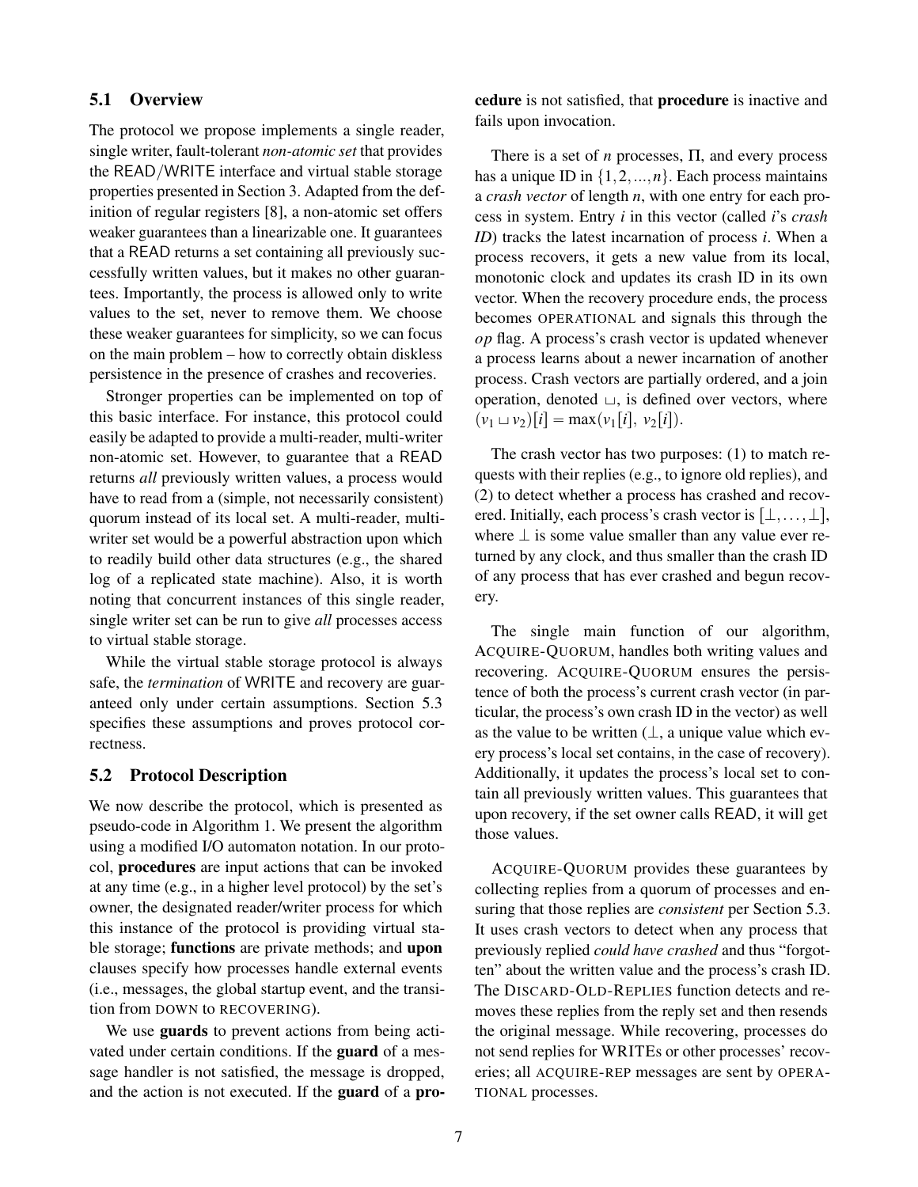## 5.1 Overview

The protocol we propose implements a single reader, single writer, fault-tolerant *non-atomic set* that provides the READ/WRITE interface and virtual stable storage properties presented in Section 3. Adapted from the definition of regular registers [8], a non-atomic set offers weaker guarantees than a linearizable one. It guarantees that a READ returns a set containing all previously successfully written values, but it makes no other guarantees. Importantly, the process is allowed only to write values to the set, never to remove them. We choose these weaker guarantees for simplicity, so we can focus on the main problem – how to correctly obtain diskless persistence in the presence of crashes and recoveries.

Stronger properties can be implemented on top of this basic interface. For instance, this protocol could easily be adapted to provide a multi-reader, multi-writer non-atomic set. However, to guarantee that a READ returns *all* previously written values, a process would have to read from a (simple, not necessarily consistent) quorum instead of its local set. A multi-reader, multi-writer set would be a powerful abstraction upon which to readily build other data structures (e.g., the shared log of a replicated state machine). Also, it is worth noting that concurrent instances of this single reader, single writer set can be run to give *all* processes access to virtual stable storage.

While the virtual stable storage protocol is always safe, the *termination* of WRITE and recovery are guaranteed only under certain assumptions. Section 5.3 specifies these assumptions and proves protocol correctness.

## 5.2 Protocol Description

We now describe the protocol, which is presented as pseudo-code in Algorithm 1. We present the algorithm using a modified I/O automaton notation. In our protocol, **procedures** are input actions that can be invoked at any time (e.g., in a higher level protocol) by the set's owner, the designated reader/writer process for which this instance of the protocol is providing virtual stable storage; **functions** are private methods; and **upon** clauses specify how processes handle external events (i.e., messages, the global startup event, and the transition from DOWN to RECOVERING).

We use **guards** to prevent actions from being activated under certain conditions. If the **guard** of a message handler is not satisfied, the message is dropped, and the action is not executed. If the **guard** of a **procedure** is not satisfied, that **procedure** is inactive and fails upon invocation.

There is a set of $n$ processes, $\Pi$, and every process has a unique ID in $\{1, 2, ..., n\}$. Each process maintains a *crash vector* of length $n$, with one entry for each process in system. Entry $i$ in this vector (called $i$'s *crash ID*) tracks the latest incarnation of process $i$. When a process recovers, it gets a new value from its local, monotonic clock and updates its crash ID in its own vector. When the recovery procedure ends, the process becomes OPERATIONAL and signals this through the *op* flag. A process's crash vector is updated whenever a process learns about a newer incarnation of another process. Crash vectors are partially ordered, and a join operation, denoted $\sqcup$, is defined over vectors, where $(v_1 \sqcup v_2)[i] = \max(v_1[i],\ v_2[i])$.

The crash vector has two purposes: (1) to match requests with their replies (e.g., to ignore old replies), and (2) to detect whether a process has crashed and recovered. Initially, each process's crash vector is $[\bot, \dots, \bot]$, where $\bot$ is some value smaller than any value ever returned by any clock, and thus smaller than the crash ID of any process that has ever crashed and begun recovery.

The single main function of our algorithm, ACQUIRE-QUORUM, handles both writing values and recovering. ACQUIRE-QUORUM ensures the persistence of both the process's current crash vector (in particular, the process's own crash ID in the vector) as well as the value to be written ($\bot$, a unique value which every process's local set contains, in the case of recovery). Additionally, it updates the process's local set to contain all previously written values. This guarantees that upon recovery, if the set owner calls READ, it will get those values.

ACQUIRE-QUORUM provides these guarantees by collecting replies from a quorum of processes and ensuring that those replies are *consistent* per Section 5.3. It uses crash vectors to detect when any process that previously replied *could have crashed* and thus "forgotten" about the written value and the process's crash ID. The DISCARD-OLD-REPLIES function detects and removes these replies from the reply set and then resends the original message. While recovering, processes do not send replies for WRITEs or other processes' recoveries; all ACQUIRE-REP messages are sent by OPERATIONAL processes.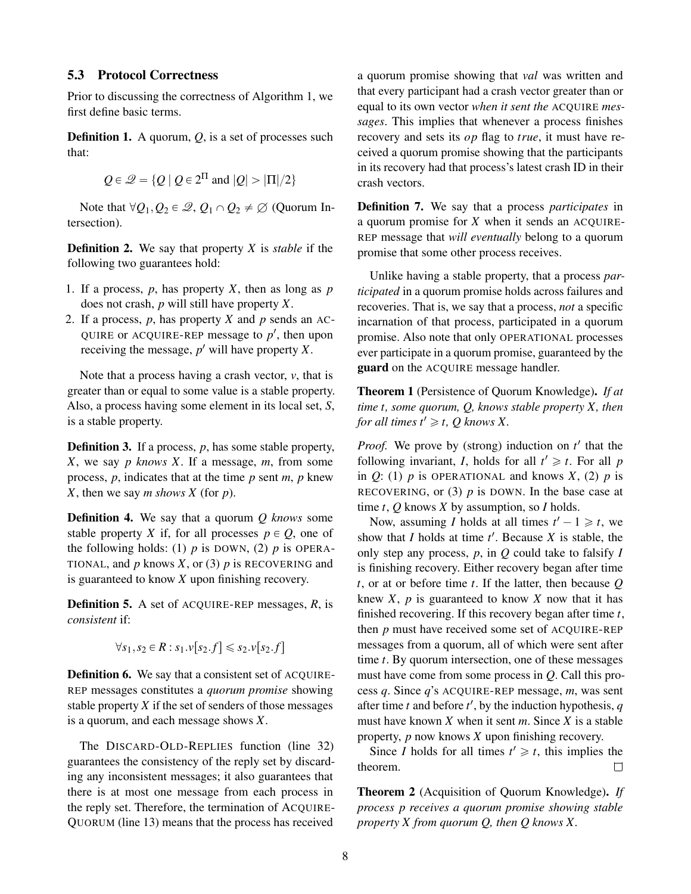### 5.3 Protocol Correctness

Prior to discussing the correctness of Algorithm 1, we first define basic terms.

**Definition 1.** A quorum, $Q$, is a set of processes such that:

$$Q \in \mathscr{Q} = \{Q \mid Q \in 2^{\Pi} \text{ and } |Q| > |\Pi|/2\}$$

Note that $\forall Q_1, Q_2 \in \mathscr{Q}$, $Q_1 \cap Q_2 \neq \varnothing$ (Quorum Intersection).

**Definition 2.** We say that property $X$ is *stable* if the following two guarantees hold:

1. If a process, $p$, has property $X$, then as long as $p$ does not crash, $p$ will still have property $X$.
2. If a process, $p$, has property $X$ and $p$ sends an ACQUIRE or ACQUIRE-REP message to $p'$, then upon receiving the message, $p'$ will have property $X$.

Note that a process having a crash vector, $v$, that is greater than or equal to some value is a stable property. Also, a process having some element in its local set, $S$, is a stable property.

**Definition 3.** If a process, $p$, has some stable property, $X$, we say *$p$ knows $X$*. If a message, $m$, from some process, $p$, indicates that at the time $p$ sent $m$, $p$ knew $X$, then we say *$m$ shows $X$* (for $p$).

**Definition 4.** We say that a quorum $Q$ *knows* some stable property $X$ if, for all processes $p \in Q$, one of the following holds: (1) $p$ is DOWN, (2) $p$ is OPERATIONAL, and $p$ knows $X$, or (3) $p$ is RECOVERING and is guaranteed to know $X$ upon finishing recovery.

**Definition 5.** A set of ACQUIRE-REP messages, $R$, is *consistent* if:

$$\forall s_1, s_2 \in R : s_1.v[s_2.f] \leqslant s_2.v[s_2.f]$$

**Definition 6.** We say that a consistent set of ACQUIRE-REP messages constitutes a *quorum promise* showing stable property $X$ if the set of senders of those messages is a quorum, and each message shows $X$.

The DISCARD-OLD-REPLIES function (line 32) guarantees the consistency of the reply set by discarding any inconsistent messages; it also guarantees that there is at most one message from each process in the reply set. Therefore, the termination of ACQUIRE-QUORUM (line 13) means that the process has received a quorum promise showing that *val* was written and that every participant had a crash vector greater than or equal to its own vector *when it sent the* ACQUIRE *messages*. This implies that whenever a process finishes recovery and sets its $op$ flag to $true$, it must have received a quorum promise showing that the participants in its recovery had that process's latest crash ID in their crash vectors.

**Definition 7.** We say that a process *participates* in a quorum promise for $X$ when it sends an ACQUIRE-REP message that *will eventually* belong to a quorum promise that some other process receives.

Unlike having a stable property, that a process *participated* in a quorum promise holds across failures and recoveries. That is, we say that a process, *not* a specific incarnation of that process, participated in a quorum promise. Also note that only OPERATIONAL processes ever participate in a quorum promise, guaranteed by the **guard** on the ACQUIRE message handler.

**Theorem 1** (Persistence of Quorum Knowledge). *If at time $t$, some quorum, $Q$, knows stable property $X$, then for all times $t' \geqslant t$, $Q$ knows $X$.*

*Proof.* We prove by (strong) induction on $t'$ that the following invariant, $I$, holds for all $t' \geqslant t$. For all $p$ in $Q$: (1) $p$ is OPERATIONAL and knows $X$, (2) $p$ is RECOVERING, or (3) $p$ is DOWN. In the base case at time $t$, $Q$ knows $X$ by assumption, so $I$ holds.

Now, assuming $I$ holds at all times $t' - 1 \geqslant t$, we show that $I$ holds at time $t'$. Because $X$ is stable, the only step any process, $p$, in $Q$ could take to falsify $I$ is finishing recovery. Either recovery began after time $t$, or at or before time $t$. If the latter, then because $Q$ knew $X$, $p$ is guaranteed to know $X$ now that it has finished recovering. If this recovery began after time $t$, then $p$ must have received some set of ACQUIRE-REP messages from a quorum, all of which were sent after time $t$. By quorum intersection, one of these messages must have come from some process in $Q$. Call this process $q$. Since $q$'s ACQUIRE-REP message, $m$, was sent after time $t$ and before $t'$, by the induction hypothesis, $q$ must have known $X$ when it sent $m$. Since $X$ is a stable property, $p$ now knows $X$ upon finishing recovery.

Since $I$ holds for all times $t' \geqslant t$, this implies the theorem. □

**Theorem 2** (Acquisition of Quorum Knowledge). *If process $p$ receives a quorum promise showing stable property $X$ from quorum $Q$, then $Q$ knows $X$.*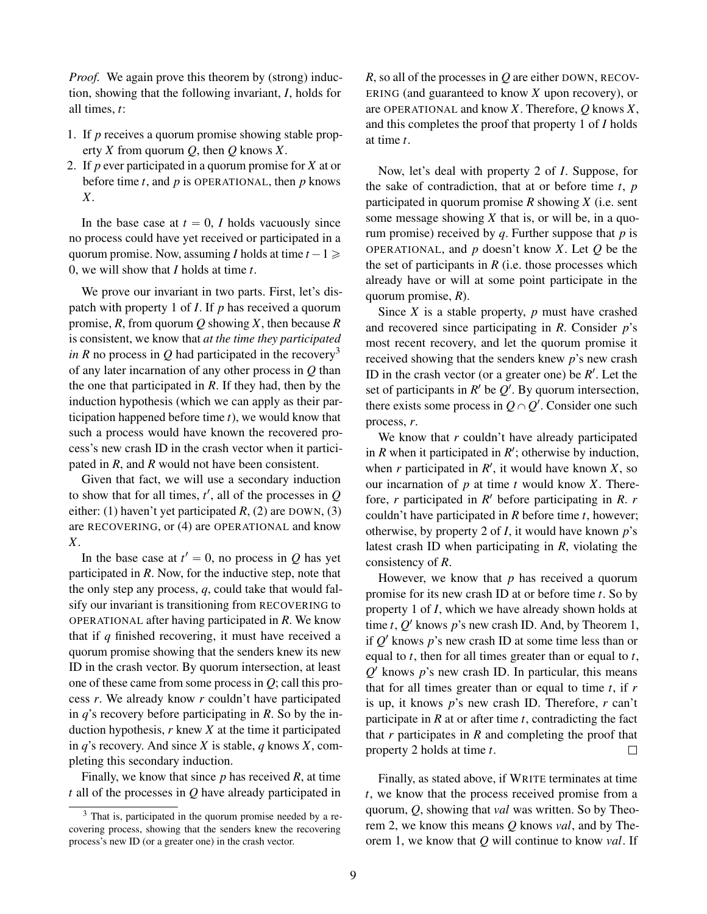*Proof.* We again prove this theorem by (strong) induction, showing that the following invariant, $I$, holds for all times, $t$:

1. If $p$ receives a quorum promise showing stable property $X$ from quorum $Q$, then $Q$ knows $X$.
2. If $p$ ever participated in a quorum promise for $X$ at or before time $t$, and $p$ is OPERATIONAL, then $p$ knows $X$.

In the base case at $t = 0$, $I$ holds vacuously since no process could have yet received or participated in a quorum promise. Now, assuming $I$ holds at time $t - 1 \geqslant 0$, we will show that $I$ holds at time $t$.

We prove our invariant in two parts. First, let's dispatch with property 1 of $I$. If $p$ has received a quorum promise, $R$, from quorum $Q$ showing $X$, then because $R$ is consistent, we know that *at the time they participated in $R$* no process in $Q$ had participated in the recovery[3] of any later incarnation of any other process in $Q$ than the one that participated in $R$. If they had, then by the induction hypothesis (which we can apply as their participation happened before time $t$), we would know that such a process would have known the recovered process's new crash ID in the crash vector when it participated in $R$, and $R$ would not have been consistent.

Given that fact, we will use a secondary induction to show that for all times, $t'$, all of the processes in $Q$ either: (1) haven't yet participated $R$, (2) are DOWN, (3) are RECOVERING, or (4) are OPERATIONAL and know $X$.

In the base case at $t' = 0$, no process in $Q$ has yet participated in $R$. Now, for the inductive step, note that the only step any process, $q$, could take that would falsify our invariant is transitioning from RECOVERING to OPERATIONAL after having participated in $R$. We know that if $q$ finished recovering, it must have received a quorum promise showing that the senders knew its new ID in the crash vector. By quorum intersection, at least one of these came from some process in $Q$; call this process $r$. We already know $r$ couldn't have participated in $q$'s recovery before participating in $R$. So by the induction hypothesis, $r$ knew $X$ at the time it participated in $q$'s recovery. And since $X$ is stable, $q$ knows $X$, completing this secondary induction.

Finally, we know that since $p$ has received $R$, at time $t$ all of the processes in $Q$ have already participated in $R$, so all of the processes in $Q$ are either DOWN, RECOVERING (and guaranteed to know $X$ upon recovery), or are OPERATIONAL and know $X$. Therefore, $Q$ knows $X$, and this completes the proof that property 1 of $I$ holds at time $t$.

Now, let's deal with property 2 of $I$. Suppose, for the sake of contradiction, that at or before time $t$, $p$ participated in quorum promise $R$ showing $X$ (i.e. sent some message showing $X$ that is, or will be, in a quorum promise) received by $q$. Further suppose that $p$ is OPERATIONAL, and $p$ doesn't know $X$. Let $Q$ be the the set of participants in $R$ (i.e. those processes which already have or will at some point participate in the quorum promise, $R$).

Since $X$ is a stable property, $p$ must have crashed and recovered since participating in $R$. Consider $p$'s most recent recovery, and let the quorum promise it received showing that the senders knew $p$'s new crash ID in the crash vector (or a greater one) be $R'$. Let the set of participants in $R'$ be $Q'$. By quorum intersection, there exists some process in $Q \cap Q'$. Consider one such process, $r$.

We know that $r$ couldn't have already participated in $R$ when it participated in $R'$; otherwise by induction, when $r$ participated in $R'$, it would have known $X$, so our incarnation of $p$ at time $t$ would know $X$. Therefore, $r$ participated in $R'$ before participating in $R$. $r$ couldn't have participated in $R$ before time $t$, however; otherwise, by property 2 of $I$, it would have known $p$'s latest crash ID when participating in $R$, violating the consistency of $R$.

However, we know that $p$ has received a quorum promise for its new crash ID at or before time $t$. So by property 1 of $I$, which we have already shown holds at time $t$, $Q'$ knows $p$'s new crash ID. And, by Theorem 1, if $Q'$ knows $p$'s new crash ID at some time less than or equal to $t$, then for all times greater than or equal to $t$, $Q'$ knows $p$'s new crash ID. In particular, this means that for all times greater than or equal to time $t$, if $r$ is up, it knows $p$'s new crash ID. Therefore, $r$ can't participate in $R$ at or after time $t$, contradicting the fact that $r$ participates in $R$ and completing the proof that property 2 holds at time $t$. □

Finally, as stated above, if WRITE terminates at time $t$, we know that the process received promise from a quorum, $Q$, showing that *val* was written. So by Theorem 2, we know this means $Q$ knows *val*, and by Theorem 1, we know that $Q$ will continue to know *val*. If

[3] That is, participated in the quorum promise needed by a recovering process, showing that the senders knew the recovering process's new ID (or a greater one) in the crash vector.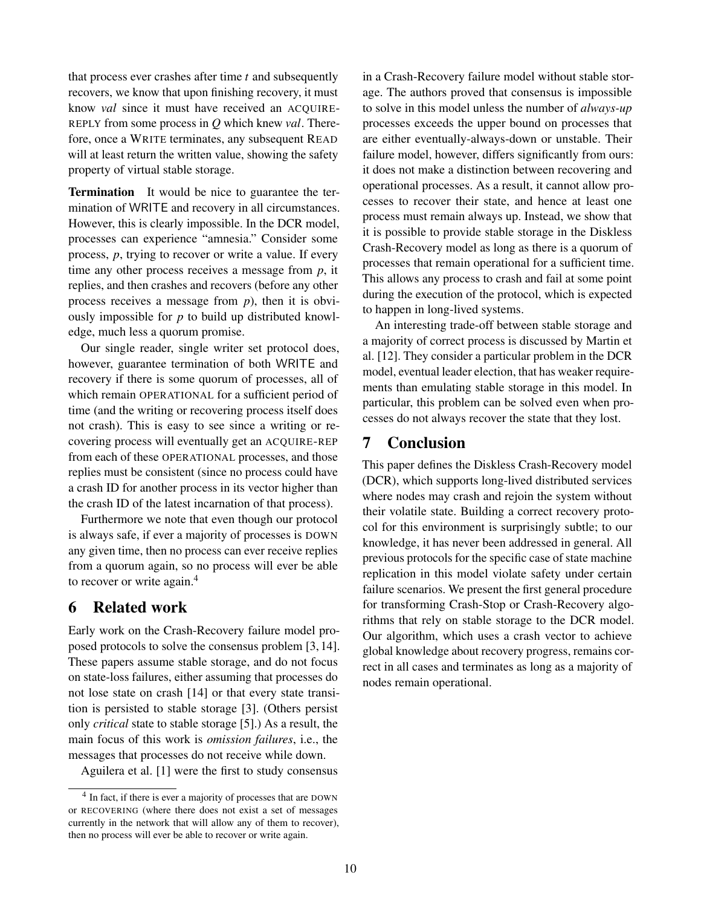that process ever crashes after time $t$ and subsequently recovers, we know that upon finishing recovery, it must know *val* since it must have received an ACQUIRE-REPLY from some process in $Q$ which knew *val*. Therefore, once a WRITE terminates, any subsequent READ will at least return the written value, showing the safety property of virtual stable storage.

**Termination** It would be nice to guarantee the termination of WRITE and recovery in all circumstances. However, this is clearly impossible. In the DCR model, processes can experience "amnesia." Consider some process, $p$, trying to recover or write a value. If every time any other process receives a message from $p$, it replies, and then crashes and recovers (before any other process receives a message from $p$), then it is obviously impossible for $p$ to build up distributed knowledge, much less a quorum promise.

Our single reader, single writer set protocol does, however, guarantee termination of both WRITE and recovery if there is some quorum of processes, all of which remain OPERATIONAL for a sufficient period of time (and the writing or recovering process itself does not crash). This is easy to see since a writing or recovering process will eventually get an ACQUIRE-REP from each of these OPERATIONAL processes, and those replies must be consistent (since no process could have a crash ID for another process in its vector higher than the crash ID of the latest incarnation of that process).

Furthermore we note that even though our protocol is always safe, if ever a majority of processes is DOWN any given time, then no process can ever receive replies from a quorum again, so no process will ever be able to recover or write again.[4]

## 6 Related work

Early work on the Crash-Recovery failure model proposed protocols to solve the consensus problem [3, 14]. These papers assume stable storage, and do not focus on state-loss failures, either assuming that processes do not lose state on crash [14] or that every state transition is persisted to stable storage [3]. (Others persist only *critical* state to stable storage [5].) As a result, the main focus of this work is *omission failures*, i.e., the messages that processes do not receive while down.

Aguilera et al. [1] were the first to study consensus in a Crash-Recovery failure model without stable storage. The authors proved that consensus is impossible to solve in this model unless the number of *always-up* processes exceeds the upper bound on processes that are either eventually-always-down or unstable. Their failure model, however, differs significantly from ours: it does not make a distinction between recovering and operational processes. As a result, it cannot allow processes to recover their state, and hence at least one process must remain always up. Instead, we show that it is possible to provide stable storage in the Diskless Crash-Recovery model as long as there is a quorum of processes that remain operational for a sufficient time. This allows any process to crash and fail at some point during the execution of the protocol, which is expected to happen in long-lived systems.

An interesting trade-off between stable storage and a majority of correct process is discussed by Martin et al. [12]. They consider a particular problem in the DCR model, eventual leader election, that has weaker requirements than emulating stable storage in this model. In particular, this problem can be solved even when processes do not always recover the state that they lost.

## 7 Conclusion

This paper defines the Diskless Crash-Recovery model (DCR), which supports long-lived distributed services where nodes may crash and rejoin the system without their volatile state. Building a correct recovery protocol for this environment is surprisingly subtle; to our knowledge, it has never been addressed in general. All previous protocols for the specific case of state machine replication in this model violate safety under certain failure scenarios. We present the first general procedure for transforming Crash-Stop or Crash-Recovery algorithms that rely on stable storage to the DCR model. Our algorithm, which uses a crash vector to achieve global knowledge about recovery progress, remains correct in all cases and terminates as long as a majority of nodes remain operational.

---

[4] In fact, if there is ever a majority of processes that are DOWN or RECOVERING (where there does not exist a set of messages currently in the network that will allow any of them to recover), then no process will ever be able to recover or write again.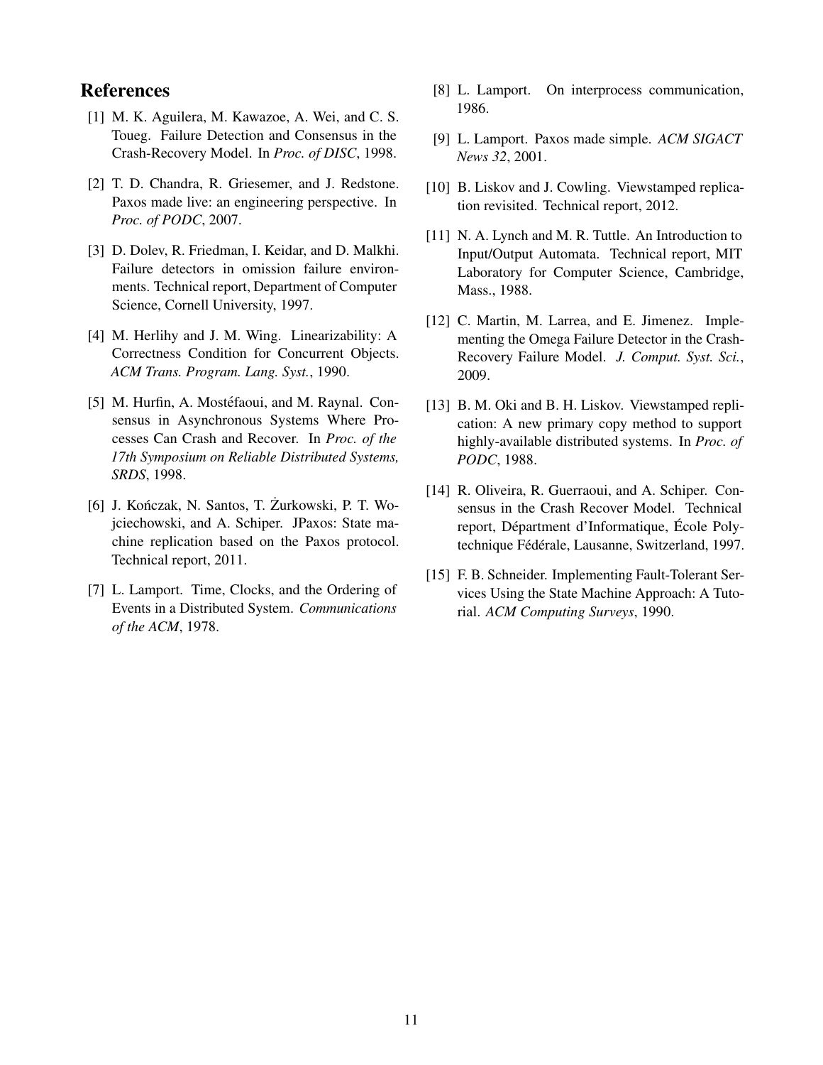## References

[1] M. K. Aguilera, M. Kawazoe, A. Wei, and C. S. Toueg. Failure Detection and Consensus in the Crash-Recovery Model. In *Proc. of DISC*, 1998.

[2] T. D. Chandra, R. Griesemer, and J. Redstone. Paxos made live: an engineering perspective. In *Proc. of PODC*, 2007.

[3] D. Dolev, R. Friedman, I. Keidar, and D. Malkhi. Failure detectors in omission failure environments. Technical report, Department of Computer Science, Cornell University, 1997.

[4] M. Herlihy and J. M. Wing. Linearizability: A Correctness Condition for Concurrent Objects. *ACM Trans. Program. Lang. Syst.*, 1990.

[5] M. Hurfin, A. Mostéfaoui, and M. Raynal. Consensus in Asynchronous Systems Where Processes Can Crash and Recover. In *Proc. of the 17th Symposium on Reliable Distributed Systems, SRDS*, 1998.

[6] J. Kończak, N. Santos, T. Żurkowski, P. T. Wojciechowski, and A. Schiper. JPaxos: State machine replication based on the Paxos protocol. Technical report, 2011.

[7] L. Lamport. Time, Clocks, and the Ordering of Events in a Distributed System. *Communications of the ACM*, 1978.

[8] L. Lamport. On interprocess communication, 1986.

[9] L. Lamport. Paxos made simple. *ACM SIGACT News 32*, 2001.

[10] B. Liskov and J. Cowling. Viewstamped replication revisited. Technical report, 2012.

[11] N. A. Lynch and M. R. Tuttle. An Introduction to Input/Output Automata. Technical report, MIT Laboratory for Computer Science, Cambridge, Mass., 1988.

[12] C. Martin, M. Larrea, and E. Jimenez. Implementing the Omega Failure Detector in the Crash-Recovery Failure Model. *J. Comput. Syst. Sci.*, 2009.

[13] B. M. Oki and B. H. Liskov. Viewstamped replication: A new primary copy method to support highly-available distributed systems. In *Proc. of PODC*, 1988.

[14] R. Oliveira, R. Guerraoui, and A. Schiper. Consensus in the Crash Recover Model. Technical report, Départment d'Informatique, École Polytechnique Fédérale, Lausanne, Switzerland, 1997.

[15] F. B. Schneider. Implementing Fault-Tolerant Services Using the State Machine Approach: A Tutorial. *ACM Computing Surveys*, 1990.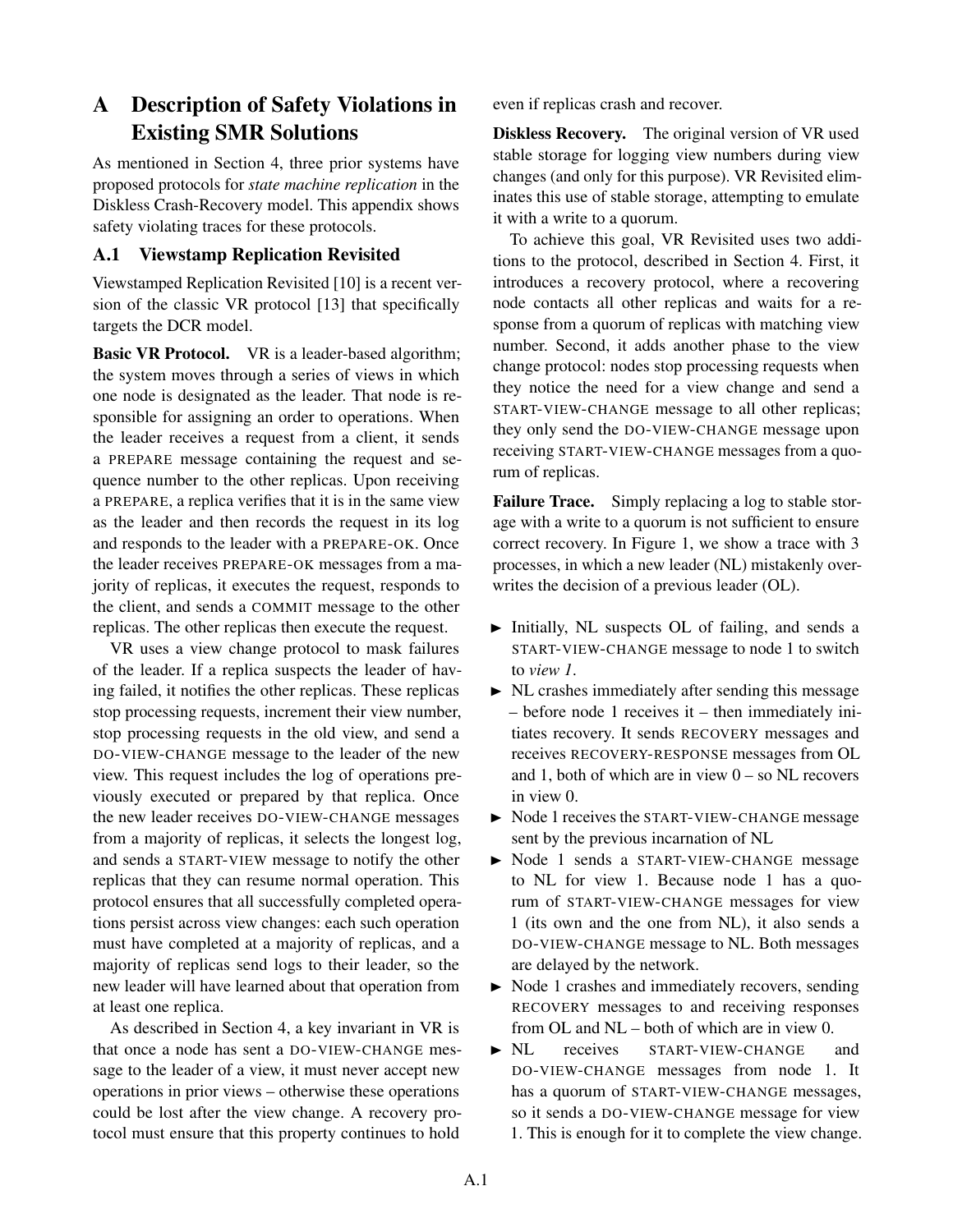# A Description of Safety Violations in Existing SMR Solutions

As mentioned in Section 4, three prior systems have proposed protocols for *state machine replication* in the Diskless Crash-Recovery model. This appendix shows safety violating traces for these protocols.

## A.1 Viewstamp Replication Revisited

Viewstamped Replication Revisited [10] is a recent version of the classic VR protocol [13] that specifically targets the DCR model.

**Basic VR Protocol.** VR is a leader-based algorithm; the system moves through a series of views in which one node is designated as the leader. That node is responsible for assigning an order to operations. When the leader receives a request from a client, it sends a PREPARE message containing the request and sequence number to the other replicas. Upon receiving a PREPARE, a replica verifies that it is in the same view as the leader and then records the request in its log and responds to the leader with a PREPARE-OK. Once the leader receives PREPARE-OK messages from a majority of replicas, it executes the request, responds to the client, and sends a COMMIT message to the other replicas. The other replicas then execute the request.

VR uses a view change protocol to mask failures of the leader. If a replica suspects the leader of having failed, it notifies the other replicas. These replicas stop processing requests, increment their view number, stop processing requests in the old view, and send a DO-VIEW-CHANGE message to the leader of the new view. This request includes the log of operations previously executed or prepared by that replica. Once the new leader receives DO-VIEW-CHANGE messages from a majority of replicas, it selects the longest log, and sends a START-VIEW message to notify the other replicas that they can resume normal operation. This protocol ensures that all successfully completed operations persist across view changes: each such operation must have completed at a majority of replicas, and a majority of replicas send logs to their leader, so the new leader will have learned about that operation from at least one replica.

As described in Section 4, a key invariant in VR is that once a node has sent a DO-VIEW-CHANGE message to the leader of a view, it must never accept new operations in prior views – otherwise these operations could be lost after the view change. A recovery protocol must ensure that this property continues to hold even if replicas crash and recover.

**Diskless Recovery.** The original version of VR used stable storage for logging view numbers during view changes (and only for this purpose). VR Revisited eliminates this use of stable storage, attempting to emulate it with a write to a quorum.

To achieve this goal, VR Revisited uses two additions to the protocol, described in Section 4. First, it introduces a recovery protocol, where a recovering node contacts all other replicas and waits for a response from a quorum of replicas with matching view number. Second, it adds another phase to the view change protocol: nodes stop processing requests when they notice the need for a view change and send a START-VIEW-CHANGE message to all other replicas; they only send the DO-VIEW-CHANGE message upon receiving START-VIEW-CHANGE messages from a quorum of replicas.

**Failure Trace.** Simply replacing a log to stable storage with a write to a quorum is not sufficient to ensure correct recovery. In Figure 1, we show a trace with 3 processes, in which a new leader (NL) mistakenly overwrites the decision of a previous leader (OL).

- Initially, NL suspects OL of failing, and sends a START-VIEW-CHANGE message to node 1 to switch to *view 1*.
- NL crashes immediately after sending this message – before node 1 receives it – then immediately initiates recovery. It sends RECOVERY messages and receives RECOVERY-RESPONSE messages from OL and 1, both of which are in view 0 – so NL recovers in view 0.
- Node 1 receives the START-VIEW-CHANGE message sent by the previous incarnation of NL
- Node 1 sends a START-VIEW-CHANGE message to NL for view 1. Because node 1 has a quorum of START-VIEW-CHANGE messages for view 1 (its own and the one from NL), it also sends a DO-VIEW-CHANGE message to NL. Both messages are delayed by the network.
- Node 1 crashes and immediately recovers, sending RECOVERY messages to and receiving responses from OL and NL – both of which are in view 0.
- NL receives START-VIEW-CHANGE and DO-VIEW-CHANGE messages from node 1. It has a quorum of START-VIEW-CHANGE messages, so it sends a DO-VIEW-CHANGE message for view 1. This is enough for it to complete the view change.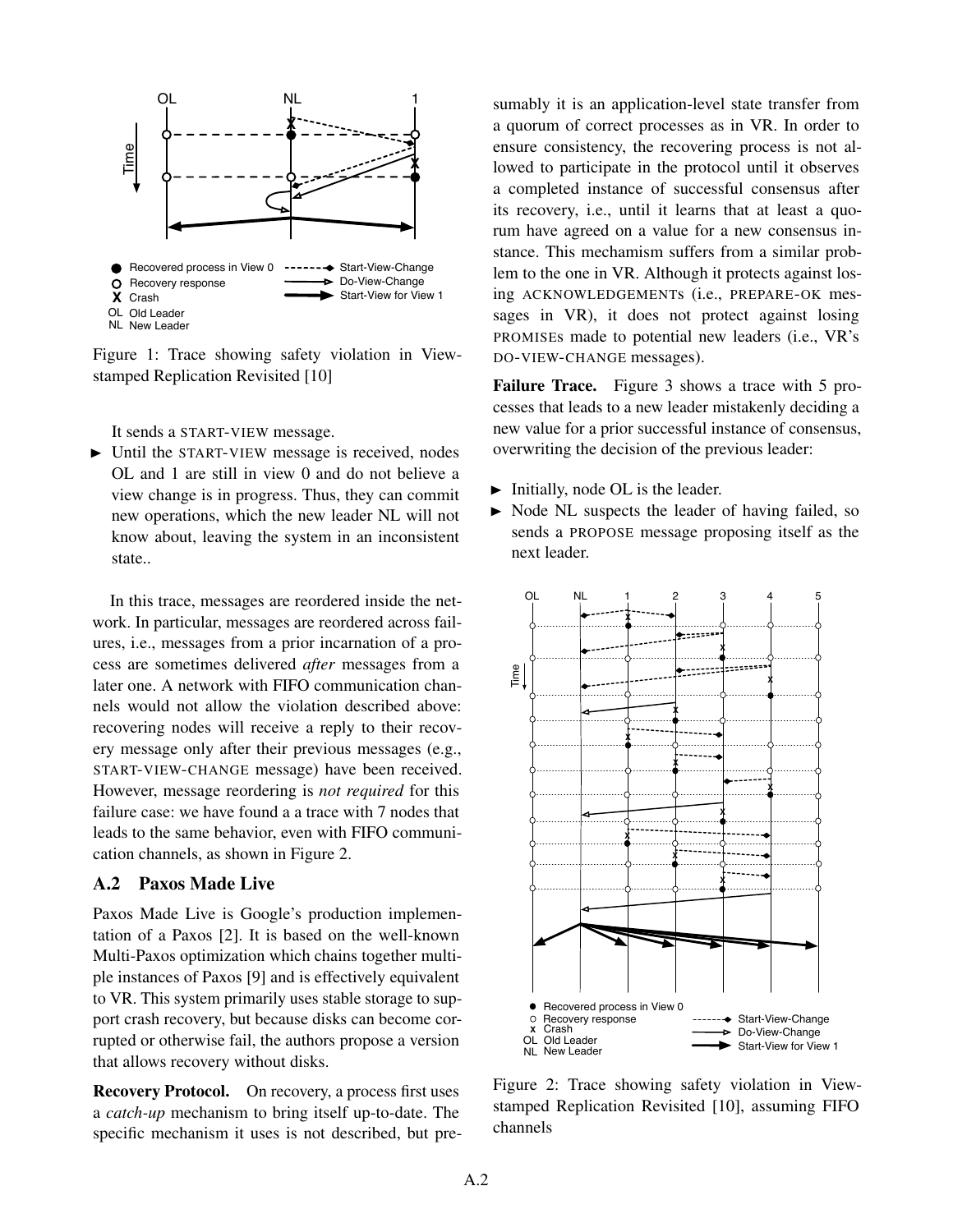Figure 1: Trace showing safety violation in Viewstamped Replication Revisited [10]

It sends a START-VIEW message.

- Until the START-VIEW message is received, nodes OL and 1 are still in view 0 and do not believe a view change is in progress. Thus, they can commit new operations, which the new leader NL will not know about, leaving the system in an inconsistent state..

In this trace, messages are reordered inside the network. In particular, messages are reordered across failures, i.e., messages from a prior incarnation of a process are sometimes delivered *after* messages from a later one. A network with FIFO communication channels would not allow the violation described above: recovering nodes will receive a reply to their recovery message only after their previous messages (e.g., START-VIEW-CHANGE message) have been received. However, message reordering is *not required* for this failure case: we have found a a trace with 7 nodes that leads to the same behavior, even with FIFO communication channels, as shown in Figure 2.

### A.2 Paxos Made Live

Paxos Made Live is Google's production implementation of a Paxos [2]. It is based on the well-known Multi-Paxos optimization which chains together multiple instances of Paxos [9] and is effectively equivalent to VR. This system primarily uses stable storage to support crash recovery, but because disks can become corrupted or otherwise fail, the authors propose a version that allows recovery without disks.

**Recovery Protocol.** On recovery, a process first uses a *catch-up* mechanism to bring itself up-to-date. The specific mechanism it uses is not described, but presumably it is an application-level state transfer from a quorum of correct processes as in VR. In order to ensure consistency, the recovering process is not allowed to participate in the protocol until it observes a completed instance of successful consensus after its recovery, i.e., until it learns that at least a quorum have agreed on a value for a new consensus instance. This mechanism suffers from a similar problem to the one in VR. Although it protects against losing ACKNOWLEDGEMENTs (i.e., PREPARE-OK messages in VR), it does not protect against losing PROMISEs made to potential new leaders (i.e., VR's DO-VIEW-CHANGE messages).

**Failure Trace.** Figure 3 shows a trace with 5 processes that leads to a new leader mistakenly deciding a new value for a prior successful instance of consensus, overwriting the decision of the previous leader:

- Initially, node OL is the leader.
- Node NL suspects the leader of having failed, so sends a PROPOSE message proposing itself as the next leader.

Figure 2: Trace showing safety violation in Viewstamped Replication Revisited [10], assuming FIFO channels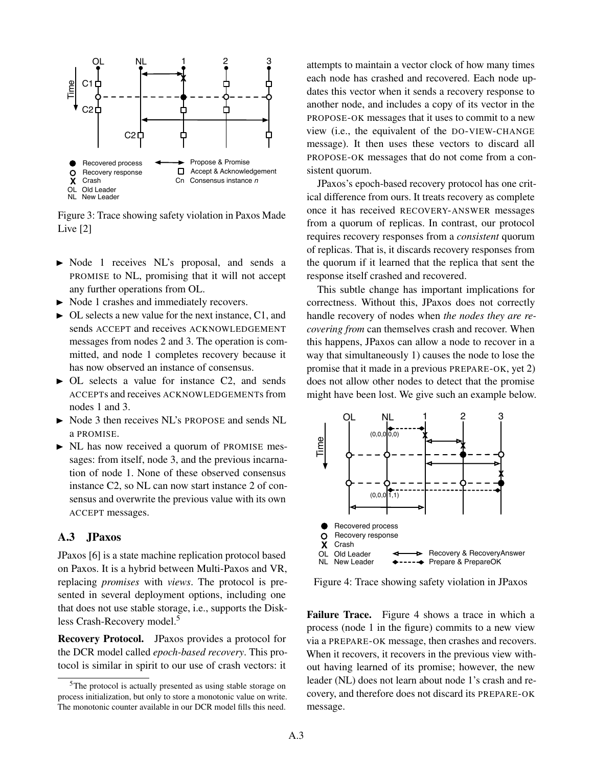Figure 3: Trace showing safety violation in Paxos Made Live [2]

- Node 1 receives NL's proposal, and sends a PROMISE to NL, promising that it will not accept any further operations from OL.
- Node 1 crashes and immediately recovers.
- OL selects a new value for the next instance, C1, and sends ACCEPT and receives ACKNOWLEDGEMENT messages from nodes 2 and 3. The operation is committed, and node 1 completes recovery because it has now observed an instance of consensus.
- OL selects a value for instance C2, and sends ACCEPTs and receives ACKNOWLEDGEMENTs from nodes 1 and 3.
- Node 3 then receives NL's PROPOSE and sends NL a PROMISE.
- NL has now received a quorum of PROMISE messages: from itself, node 3, and the previous incarnation of node 1. None of these observed consensus instance C2, so NL can now start instance 2 of consensus and overwrite the previous value with its own ACCEPT messages.

### A.3 JPaxos

JPaxos [6] is a state machine replication protocol based on Paxos. It is a hybrid between Multi-Paxos and VR, replacing *promises* with *views*. The protocol is presented in several deployment options, including one that does not use stable storage, i.e., supports the Diskless Crash-Recovery model.[5]

**Recovery Protocol.** JPaxos provides a protocol for the DCR model called *epoch-based recovery*. This protocol is similar in spirit to our use of crash vectors: it attempts to maintain a vector clock of how many times each node has crashed and recovered. Each node updates this vector when it sends a recovery response to another node, and includes a copy of its vector in the PROPOSE-OK messages that it uses to commit to a new view (i.e., the equivalent of the DO-VIEW-CHANGE message). It then uses these vectors to discard all PROPOSE-OK messages that do not come from a consistent quorum.

JPaxos's epoch-based recovery protocol has one critical difference from ours. It treats recovery as complete once it has received RECOVERY-ANSWER messages from a quorum of replicas. In contrast, our protocol requires recovery responses from a *consistent* quorum of replicas. That is, it discards recovery responses from the quorum if it learned that the replica that sent the response itself crashed and recovered.

This subtle change has important implications for correctness. Without this, JPaxos does not correctly handle recovery of nodes when *the nodes they are recovering from* can themselves crash and recover. When this happens, JPaxos can allow a node to recover in a way that simultaneously 1) causes the node to lose the promise that it made in a previous PREPARE-OK, yet 2) does not allow other nodes to detect that the promise might have been lost. We give such an example below.

Figure 4: Trace showing safety violation in JPaxos

**Failure Trace.** Figure 4 shows a trace in which a process (node 1 in the figure) commits to a new view via a PREPARE-OK message, then crashes and recovers. When it recovers, it recovers in the previous view without having learned of its promise; however, the new leader (NL) does not learn about node 1's crash and recovery, and therefore does not discard its PREPARE-OK message.

[5] The protocol is actually presented as using stable storage on process initialization, but only to store a monotonic value on write. The monotonic counter available in our DCR model fills this need.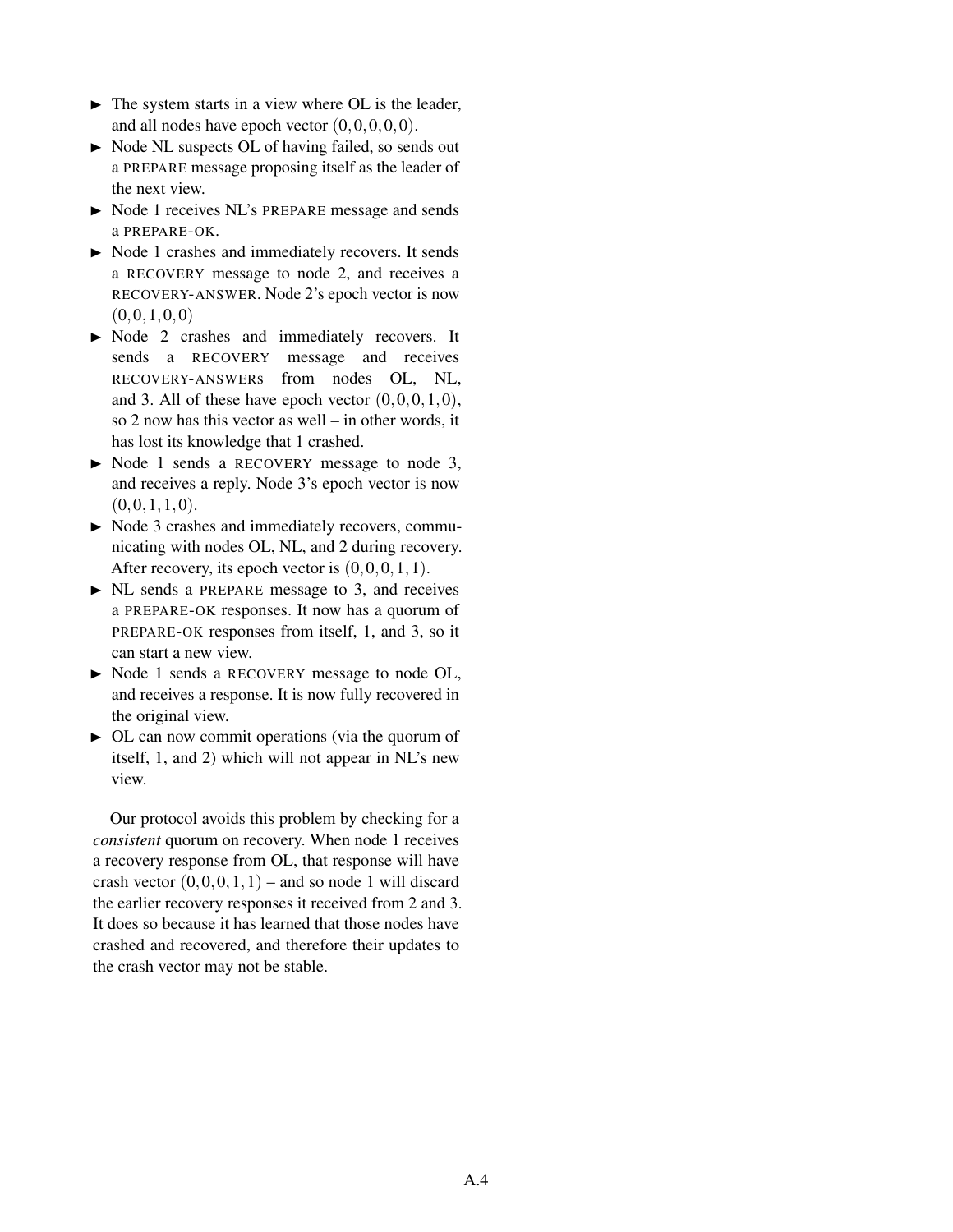- The system starts in a view where OL is the leader, and all nodes have epoch vector $(0,0,0,0,0)$.
- Node NL suspects OL of having failed, so sends out a PREPARE message proposing itself as the leader of the next view.
- Node 1 receives NL's PREPARE message and sends a PREPARE-OK.
- Node 1 crashes and immediately recovers. It sends a RECOVERY message to node 2, and receives a RECOVERY-ANSWER. Node 2's epoch vector is now $(0,0,1,0,0)$
- Node 2 crashes and immediately recovers. It sends a RECOVERY message and receives RECOVERY-ANSWERs from nodes OL, NL, and 3. All of these have epoch vector $(0,0,0,1,0)$, so 2 now has this vector as well – in other words, it has lost its knowledge that 1 crashed.
- Node 1 sends a RECOVERY message to node 3, and receives a reply. Node 3's epoch vector is now $(0,0,1,1,0)$.
- Node 3 crashes and immediately recovers, communicating with nodes OL, NL, and 2 during recovery. After recovery, its epoch vector is $(0,0,0,1,1)$.
- NL sends a PREPARE message to 3, and receives a PREPARE-OK responses. It now has a quorum of PREPARE-OK responses from itself, 1, and 3, so it can start a new view.
- Node 1 sends a RECOVERY message to node OL, and receives a response. It is now fully recovered in the original view.
- OL can now commit operations (via the quorum of itself, 1, and 2) which will not appear in NL's new view.

Our protocol avoids this problem by checking for a *consistent* quorum on recovery. When node 1 receives a recovery response from OL, that response will have crash vector $(0,0,0,1,1)$ – and so node 1 will discard the earlier recovery responses it received from 2 and 3. It does so because it has learned that those nodes have crashed and recovered, and therefore their updates to the crash vector may not be stable.